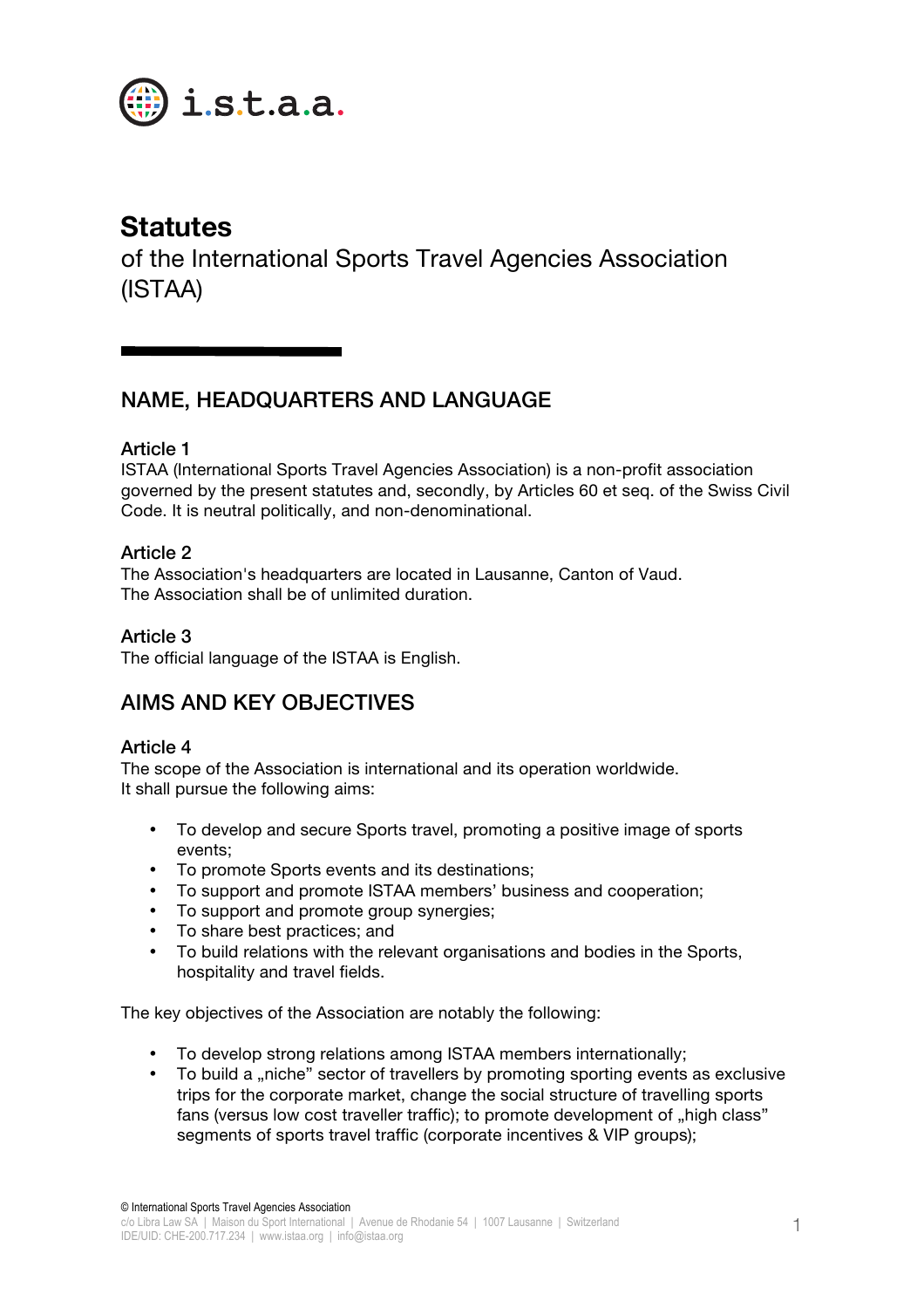i.s.t.a.a.

# Statutes

of the International Sports Travel Agencies Association (ISTAA)

## NAME, HEADQUARTERS AND LANGUAGE

### Article 1

ISTAA (International Sports Travel Agencies Association) is a non-profit association governed by the present statutes and, secondly, by Articles 60 et seq. of the Swiss Civil Code. It is neutral politically, and non-denominational.

### Article 2

The Association's headquarters are located in Lausanne, Canton of Vaud.
The Association shall be of unlimited duration.

### Article 3

The official language of the ISTAA is English.

## AIMS AND KEY OBJECTIVES

### Article 4

The scope of the Association is international and its operation worldwide.
It shall pursue the following aims:

- To develop and secure Sports travel, promoting a positive image of sports events;
- To promote Sports events and its destinations;
- To support and promote ISTAA members' business and cooperation;
- To support and promote group synergies;
- To share best practices; and
- To build relations with the relevant organisations and bodies in the Sports, hospitality and travel fields.

The key objectives of the Association are notably the following:

- To develop strong relations among ISTAA members internationally;
- To build a „niche" sector of travellers by promoting sporting events as exclusive trips for the corporate market, change the social structure of travelling sports fans (versus low cost traveller traffic); to promote development of „high class" segments of sports travel traffic (corporate incentives & VIP groups);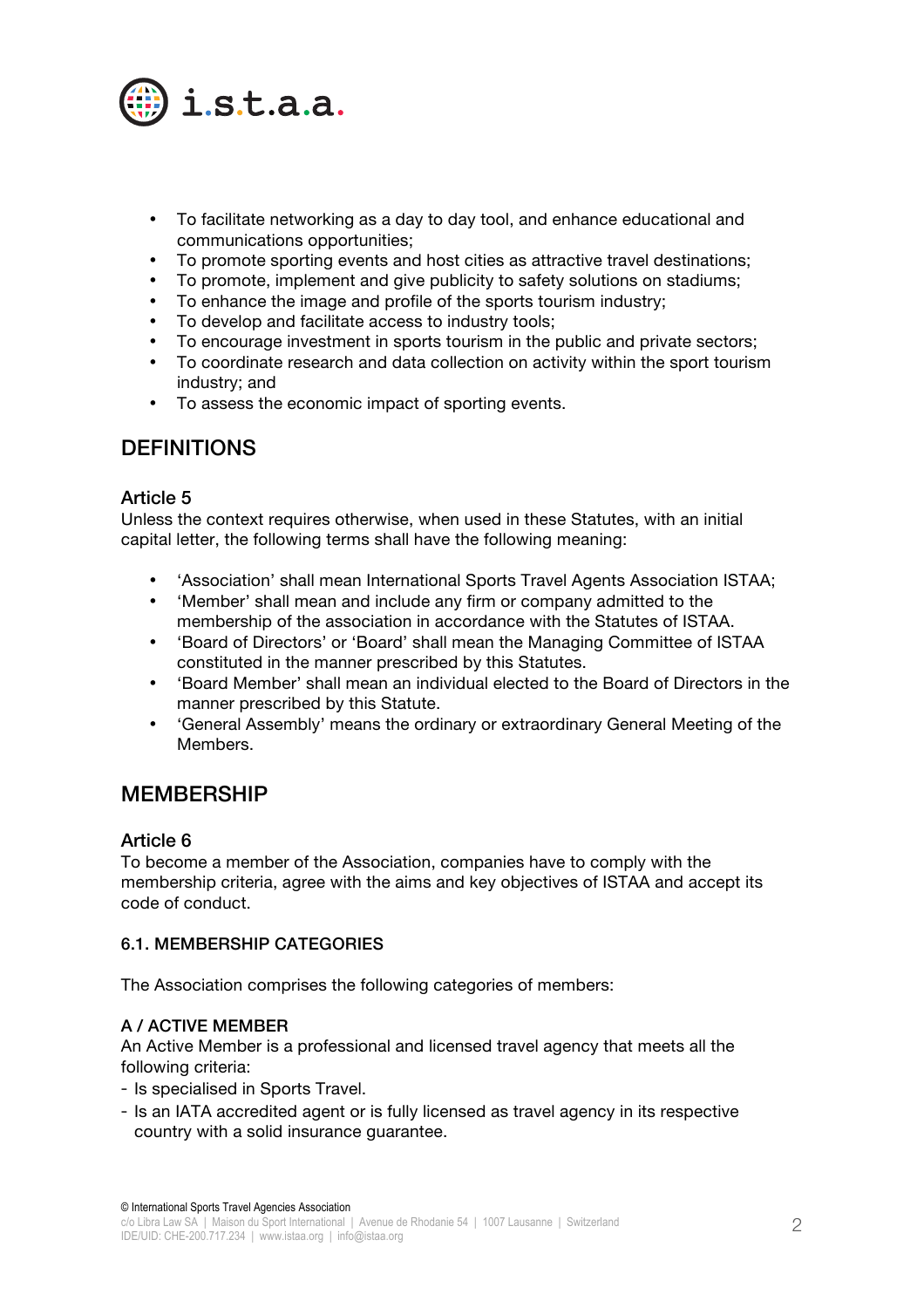- To facilitate networking as a day to day tool, and enhance educational and communications opportunities;
- To promote sporting events and host cities as attractive travel destinations;
- To promote, implement and give publicity to safety solutions on stadiums;
- To enhance the image and profile of the sports tourism industry;
- To develop and facilitate access to industry tools;
- To encourage investment in sports tourism in the public and private sectors;
- To coordinate research and data collection on activity within the sport tourism industry; and
- To assess the economic impact of sporting events.

## DEFINITIONS

### Article 5

Unless the context requires otherwise, when used in these Statutes, with an initial capital letter, the following terms shall have the following meaning:

- 'Association' shall mean International Sports Travel Agents Association ISTAA;
- 'Member' shall mean and include any firm or company admitted to the membership of the association in accordance with the Statutes of ISTAA.
- 'Board of Directors' or 'Board' shall mean the Managing Committee of ISTAA constituted in the manner prescribed by this Statutes.
- 'Board Member' shall mean an individual elected to the Board of Directors in the manner prescribed by this Statute.
- 'General Assembly' means the ordinary or extraordinary General Meeting of the Members.

## MEMBERSHIP

### Article 6

To become a member of the Association, companies have to comply with the membership criteria, agree with the aims and key objectives of ISTAA and accept its code of conduct.

#### 6.1. MEMBERSHIP CATEGORIES

The Association comprises the following categories of members:

#### A / ACTIVE MEMBER

An Active Member is a professional and licensed travel agency that meets all the following criteria:

- Is specialised in Sports Travel.
- Is an IATA accredited agent or is fully licensed as travel agency in its respective country with a solid insurance guarantee.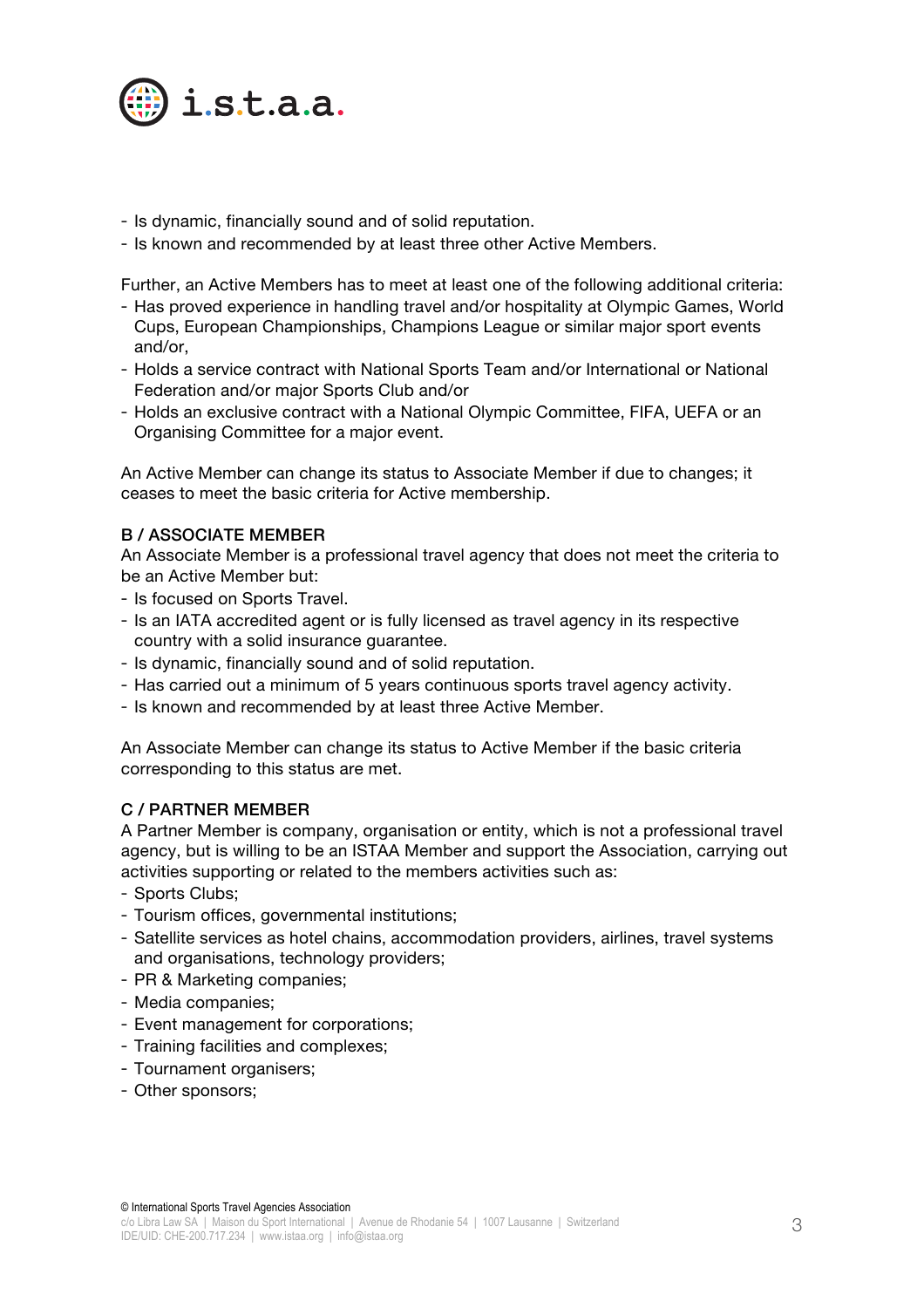- Is dynamic, financially sound and of solid reputation.
- Is known and recommended by at least three other Active Members.

Further, an Active Members has to meet at least one of the following additional criteria:

- Has proved experience in handling travel and/or hospitality at Olympic Games, World Cups, European Championships, Champions League or similar major sport events and/or,
- Holds a service contract with National Sports Team and/or International or National Federation and/or major Sports Club and/or
- Holds an exclusive contract with a National Olympic Committee, FIFA, UEFA or an Organising Committee for a major event.

An Active Member can change its status to Associate Member if due to changes; it ceases to meet the basic criteria for Active membership.

### B / ASSOCIATE MEMBER

An Associate Member is a professional travel agency that does not meet the criteria to be an Active Member but:

- Is focused on Sports Travel.
- Is an IATA accredited agent or is fully licensed as travel agency in its respective country with a solid insurance guarantee.
- Is dynamic, financially sound and of solid reputation.
- Has carried out a minimum of 5 years continuous sports travel agency activity.
- Is known and recommended by at least three Active Member.

An Associate Member can change its status to Active Member if the basic criteria corresponding to this status are met.

### C / PARTNER MEMBER

A Partner Member is company, organisation or entity, which is not a professional travel agency, but is willing to be an ISTAA Member and support the Association, carrying out activities supporting or related to the members activities such as:

- Sports Clubs;
- Tourism offices, governmental institutions;
- Satellite services as hotel chains, accommodation providers, airlines, travel systems and organisations, technology providers;
- PR & Marketing companies;
- Media companies;
- Event management for corporations;
- Training facilities and complexes;
- Tournament organisers;
- Other sponsors;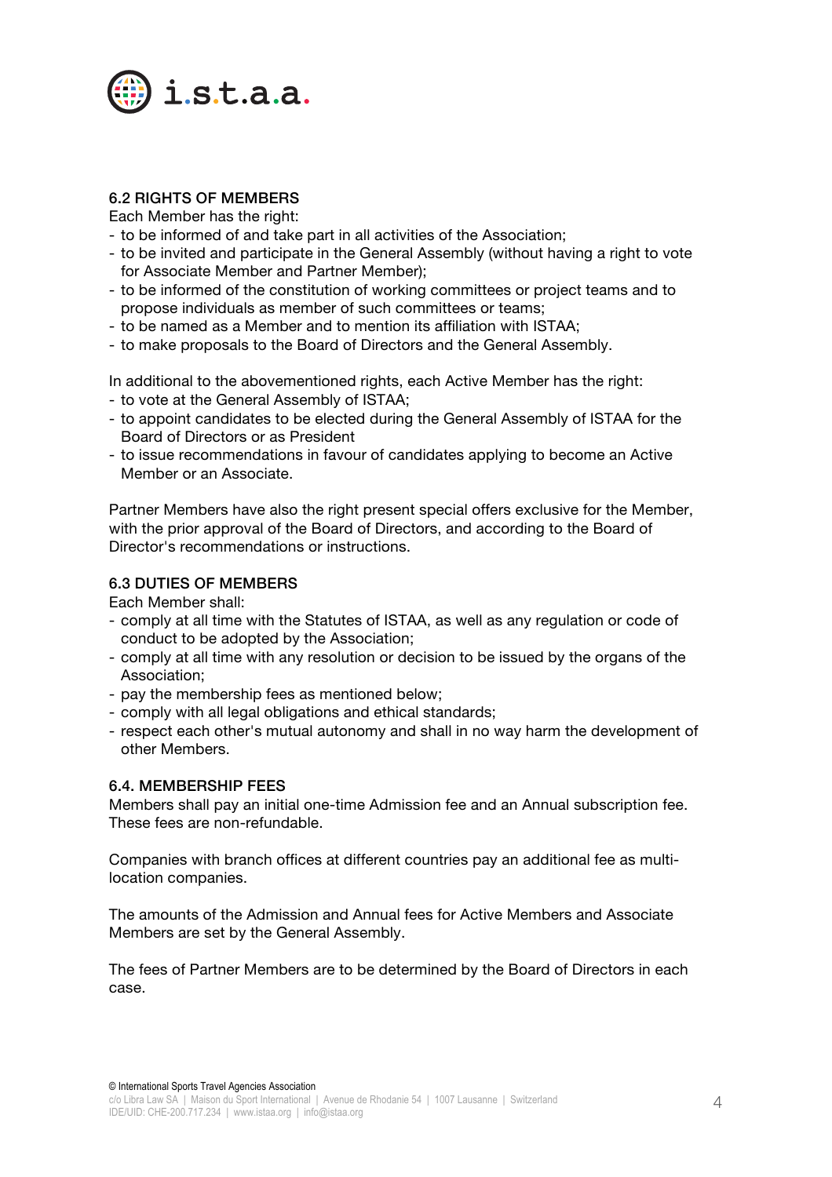### 6.2 RIGHTS OF MEMBERS

Each Member has the right:

- to be informed of and take part in all activities of the Association;
- to be invited and participate in the General Assembly (without having a right to vote for Associate Member and Partner Member);
- to be informed of the constitution of working committees or project teams and to propose individuals as member of such committees or teams;
- to be named as a Member and to mention its affiliation with ISTAA;
- to make proposals to the Board of Directors and the General Assembly.

In additional to the abovementioned rights, each Active Member has the right:

- to vote at the General Assembly of ISTAA;
- to appoint candidates to be elected during the General Assembly of ISTAA for the Board of Directors or as President
- to issue recommendations in favour of candidates applying to become an Active Member or an Associate.

Partner Members have also the right present special offers exclusive for the Member, with the prior approval of the Board of Directors, and according to the Board of Director's recommendations or instructions.

### 6.3 DUTIES OF MEMBERS

Each Member shall:

- comply at all time with the Statutes of ISTAA, as well as any regulation or code of conduct to be adopted by the Association;
- comply at all time with any resolution or decision to be issued by the organs of the Association;
- pay the membership fees as mentioned below;
- comply with all legal obligations and ethical standards;
- respect each other's mutual autonomy and shall in no way harm the development of other Members.

### 6.4. MEMBERSHIP FEES

Members shall pay an initial one-time Admission fee and an Annual subscription fee. These fees are non-refundable.

Companies with branch offices at different countries pay an additional fee as multi-location companies.

The amounts of the Admission and Annual fees for Active Members and Associate Members are set by the General Assembly.

The fees of Partner Members are to be determined by the Board of Directors in each case.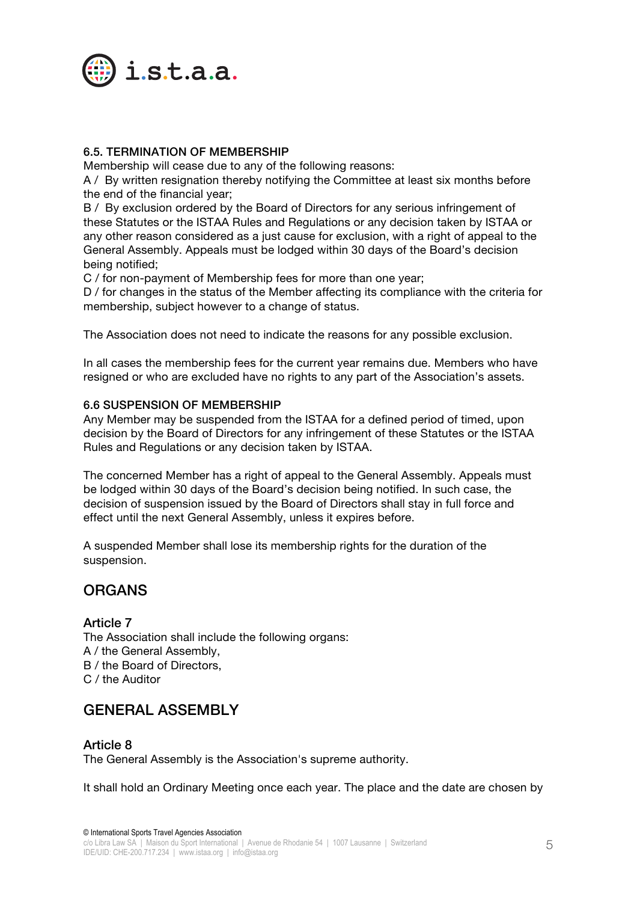### 6.5. TERMINATION OF MEMBERSHIP

Membership will cease due to any of the following reasons:

A / By written resignation thereby notifying the Committee at least six months before the end of the financial year;

B / By exclusion ordered by the Board of Directors for any serious infringement of these Statutes or the ISTAA Rules and Regulations or any decision taken by ISTAA or any other reason considered as a just cause for exclusion, with a right of appeal to the General Assembly. Appeals must be lodged within 30 days of the Board's decision being notified;

C / for non-payment of Membership fees for more than one year;

D / for changes in the status of the Member affecting its compliance with the criteria for membership, subject however to a change of status.

The Association does not need to indicate the reasons for any possible exclusion.

In all cases the membership fees for the current year remains due. Members who have resigned or who are excluded have no rights to any part of the Association's assets.

### 6.6 SUSPENSION OF MEMBERSHIP

Any Member may be suspended from the ISTAA for a defined period of timed, upon decision by the Board of Directors for any infringement of these Statutes or the ISTAA Rules and Regulations or any decision taken by ISTAA.

The concerned Member has a right of appeal to the General Assembly. Appeals must be lodged within 30 days of the Board's decision being notified. In such case, the decision of suspension issued by the Board of Directors shall stay in full force and effect until the next General Assembly, unless it expires before.

A suspended Member shall lose its membership rights for the duration of the suspension.

## ORGANS

### Article 7

The Association shall include the following organs:

A / the General Assembly,

B / the Board of Directors,

C / the Auditor

## GENERAL ASSEMBLY

### Article 8

The General Assembly is the Association's supreme authority.

It shall hold an Ordinary Meeting once each year. The place and the date are chosen by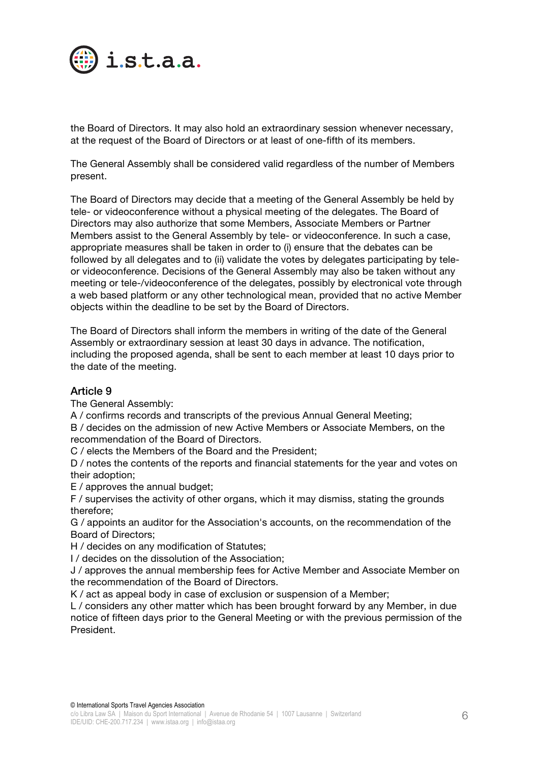the Board of Directors. It may also hold an extraordinary session whenever necessary, at the request of the Board of Directors or at least of one-fifth of its members.

The General Assembly shall be considered valid regardless of the number of Members present.

The Board of Directors may decide that a meeting of the General Assembly be held by tele- or videoconference without a physical meeting of the delegates. The Board of Directors may also authorize that some Members, Associate Members or Partner Members assist to the General Assembly by tele- or videoconference. In such a case, appropriate measures shall be taken in order to (i) ensure that the debates can be followed by all delegates and to (ii) validate the votes by delegates participating by tele- or videoconference. Decisions of the General Assembly may also be taken without any meeting or tele-/videoconference of the delegates, possibly by electronical vote through a web based platform or any other technological mean, provided that no active Member objects within the deadline to be set by the Board of Directors.

The Board of Directors shall inform the members in writing of the date of the General Assembly or extraordinary session at least 30 days in advance. The notification, including the proposed agenda, shall be sent to each member at least 10 days prior to the date of the meeting.

### Article 9

The General Assembly:

A / confirms records and transcripts of the previous Annual General Meeting;

B / decides on the admission of new Active Members or Associate Members, on the recommendation of the Board of Directors.

C / elects the Members of the Board and the President;

D / notes the contents of the reports and financial statements for the year and votes on their adoption;

E / approves the annual budget;

F / supervises the activity of other organs, which it may dismiss, stating the grounds therefore;

G / appoints an auditor for the Association's accounts, on the recommendation of the Board of Directors;

H / decides on any modification of Statutes;

I / decides on the dissolution of the Association;

J / approves the annual membership fees for Active Member and Associate Member on the recommendation of the Board of Directors.

K / act as appeal body in case of exclusion or suspension of a Member;

L / considers any other matter which has been brought forward by any Member, in due notice of fifteen days prior to the General Meeting or with the previous permission of the President.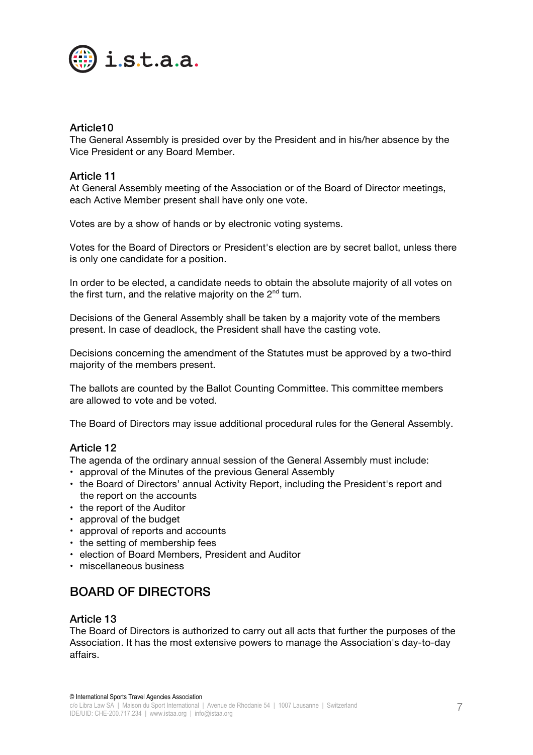### Article10

The General Assembly is presided over by the President and in his/her absence by the Vice President or any Board Member.

### Article 11

At General Assembly meeting of the Association or of the Board of Director meetings, each Active Member present shall have only one vote.

Votes are by a show of hands or by electronic voting systems.

Votes for the Board of Directors or President's election are by secret ballot, unless there is only one candidate for a position.

In order to be elected, a candidate needs to obtain the absolute majority of all votes on the first turn, and the relative majority on the 2nd turn.

Decisions of the General Assembly shall be taken by a majority vote of the members present. In case of deadlock, the President shall have the casting vote.

Decisions concerning the amendment of the Statutes must be approved by a two-third majority of the members present.

The ballots are counted by the Ballot Counting Committee. This committee members are allowed to vote and be voted.

The Board of Directors may issue additional procedural rules for the General Assembly.

### Article 12

The agenda of the ordinary annual session of the General Assembly must include:

- approval of the Minutes of the previous General Assembly
- the Board of Directors' annual Activity Report, including the President's report and the report on the accounts
- the report of the Auditor
- approval of the budget
- approval of reports and accounts
- the setting of membership fees
- election of Board Members, President and Auditor
- miscellaneous business

## BOARD OF DIRECTORS

### Article 13

The Board of Directors is authorized to carry out all acts that further the purposes of the Association. It has the most extensive powers to manage the Association's day-to-day affairs.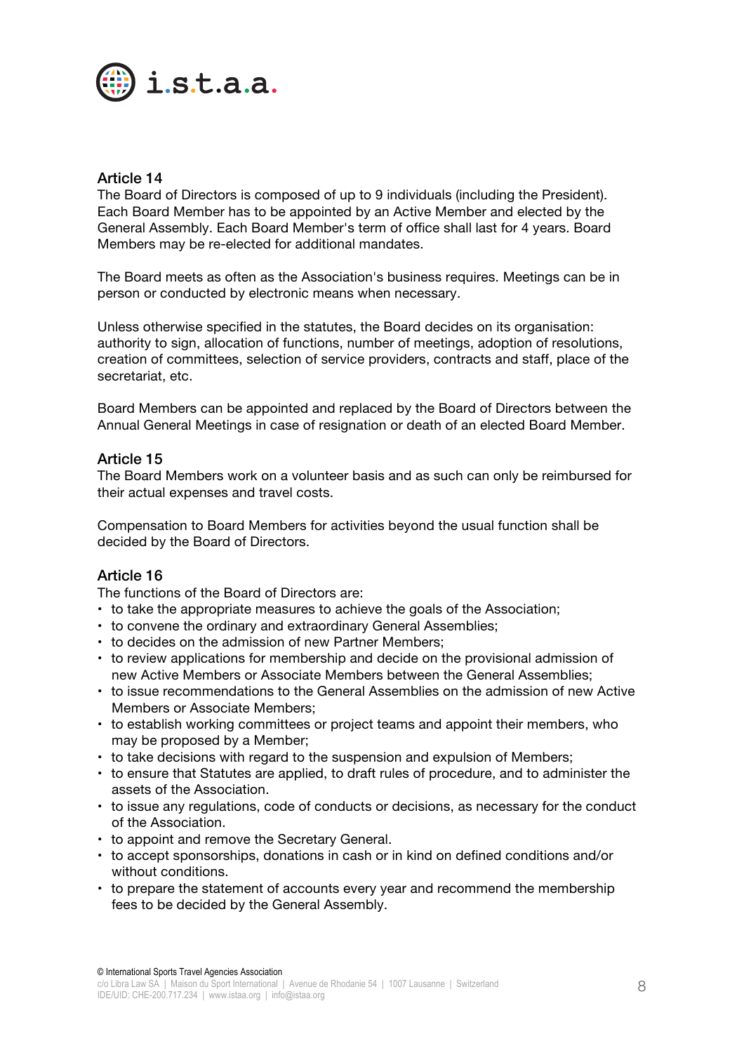### Article 14

The Board of Directors is composed of up to 9 individuals (including the President). Each Board Member has to be appointed by an Active Member and elected by the General Assembly. Each Board Member's term of office shall last for 4 years. Board Members may be re-elected for additional mandates.

The Board meets as often as the Association's business requires. Meetings can be in person or conducted by electronic means when necessary.

Unless otherwise specified in the statutes, the Board decides on its organisation: authority to sign, allocation of functions, number of meetings, adoption of resolutions, creation of committees, selection of service providers, contracts and staff, place of the secretariat, etc.

Board Members can be appointed and replaced by the Board of Directors between the Annual General Meetings in case of resignation or death of an elected Board Member.

### Article 15

The Board Members work on a volunteer basis and as such can only be reimbursed for their actual expenses and travel costs.

Compensation to Board Members for activities beyond the usual function shall be decided by the Board of Directors.

### Article 16

The functions of the Board of Directors are:

- to take the appropriate measures to achieve the goals of the Association;
- to convene the ordinary and extraordinary General Assemblies;
- to decides on the admission of new Partner Members;
- to review applications for membership and decide on the provisional admission of new Active Members or Associate Members between the General Assemblies;
- to issue recommendations to the General Assemblies on the admission of new Active Members or Associate Members;
- to establish working committees or project teams and appoint their members, who may be proposed by a Member;
- to take decisions with regard to the suspension and expulsion of Members;
- to ensure that Statutes are applied, to draft rules of procedure, and to administer the assets of the Association.
- to issue any regulations, code of conducts or decisions, as necessary for the conduct of the Association.
- to appoint and remove the Secretary General.
- to accept sponsorships, donations in cash or in kind on defined conditions and/or without conditions.
- to prepare the statement of accounts every year and recommend the membership fees to be decided by the General Assembly.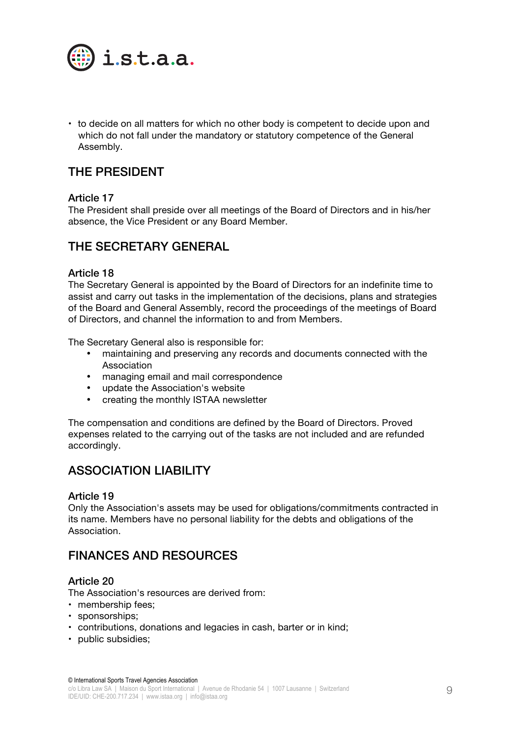- to decide on all matters for which no other body is competent to decide upon and which do not fall under the mandatory or statutory competence of the General Assembly.

## THE PRESIDENT

### Article 17

The President shall preside over all meetings of the Board of Directors and in his/her absence, the Vice President or any Board Member.

## THE SECRETARY GENERAL

### Article 18

The Secretary General is appointed by the Board of Directors for an indefinite time to assist and carry out tasks in the implementation of the decisions, plans and strategies of the Board and General Assembly, record the proceedings of the meetings of Board of Directors, and channel the information to and from Members.

The Secretary General also is responsible for:

- maintaining and preserving any records and documents connected with the Association
- managing email and mail correspondence
- update the Association's website
- creating the monthly ISTAA newsletter

The compensation and conditions are defined by the Board of Directors. Proved expenses related to the carrying out of the tasks are not included and are refunded accordingly.

## ASSOCIATION LIABILITY

### Article 19

Only the Association's assets may be used for obligations/commitments contracted in its name. Members have no personal liability for the debts and obligations of the Association.

## FINANCES AND RESOURCES

### Article 20

The Association's resources are derived from:

- membership fees;
- sponsorships;
- contributions, donations and legacies in cash, barter or in kind;
- public subsidies;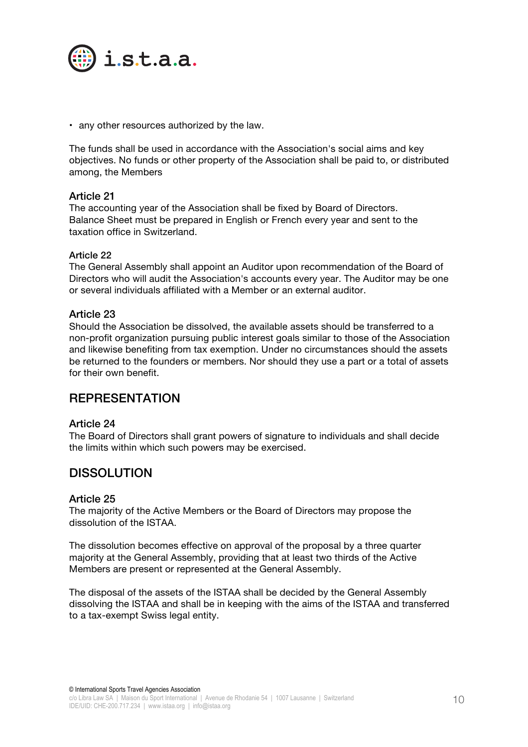- any other resources authorized by the law.

The funds shall be used in accordance with the Association's social aims and key objectives. No funds or other property of the Association shall be paid to, or distributed among, the Members

### Article 21

The accounting year of the Association shall be fixed by Board of Directors. Balance Sheet must be prepared in English or French every year and sent to the taxation office in Switzerland.

### Article 22

The General Assembly shall appoint an Auditor upon recommendation of the Board of Directors who will audit the Association's accounts every year. The Auditor may be one or several individuals affiliated with a Member or an external auditor.

### Article 23

Should the Association be dissolved, the available assets should be transferred to a non-profit organization pursuing public interest goals similar to those of the Association and likewise benefiting from tax exemption. Under no circumstances should the assets be returned to the founders or members. Nor should they use a part or a total of assets for their own benefit.

## REPRESENTATION

### Article 24

The Board of Directors shall grant powers of signature to individuals and shall decide the limits within which such powers may be exercised.

## DISSOLUTION

### Article 25

The majority of the Active Members or the Board of Directors may propose the dissolution of the ISTAA.

The dissolution becomes effective on approval of the proposal by a three quarter majority at the General Assembly, providing that at least two thirds of the Active Members are present or represented at the General Assembly.

The disposal of the assets of the ISTAA shall be decided by the General Assembly dissolving the ISTAA and shall be in keeping with the aims of the ISTAA and transferred to a tax-exempt Swiss legal entity.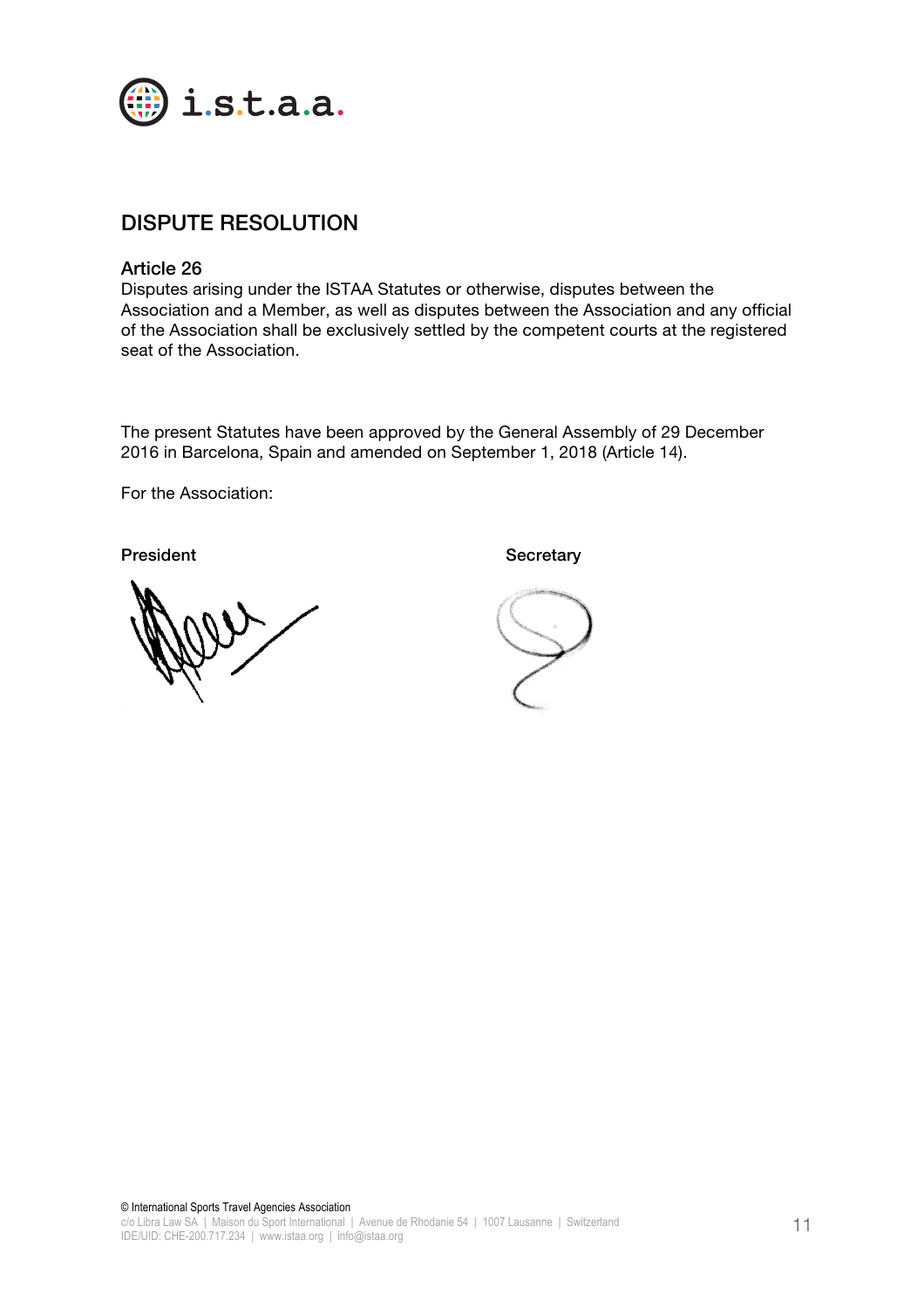## DISPUTE RESOLUTION

### Article 26

Disputes arising under the ISTAA Statutes or otherwise, disputes between the Association and a Member, as well as disputes between the Association and any official of the Association shall be exclusively settled by the competent courts at the registered seat of the Association.

The present Statutes have been approved by the General Assembly of 29 December 2016 in Barcelona, Spain and amended on September 1, 2018 (Article 14).

For the Association:

**President**

**Secretary**